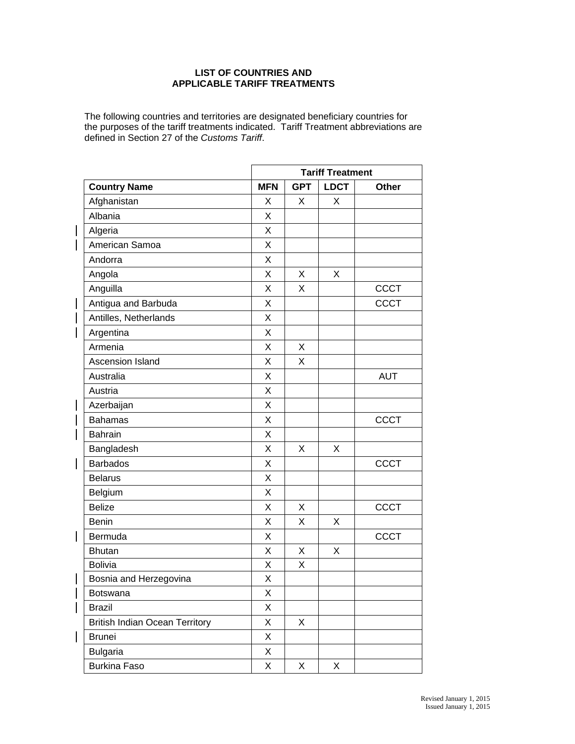**LIST OF COUNTRIES AND APPLICABLE TARIFF TREATMENTS**

The following countries and territories are designated beneficiary countries for the purposes of the tariff treatments indicated. Tariff Treatment abbreviations are defined in Section 27 of the *Customs Tariff*.

| | Tariff Treatment | | | |
|---|---|---|---|---|
| **Country Name** | **MFN** | **GPT** | **LDCT** | **Other** |
| Afghanistan | X | X | X | |
| Albania | X | | | |
| Algeria | X | | | |
| American Samoa | X | | | |
| Andorra | X | | | |
| Angola | X | X | X | |
| Anguilla | X | X | | CCCT |
| Antigua and Barbuda | X | | | CCCT |
| Antilles, Netherlands | X | | | |
| Argentina | X | | | |
| Armenia | X | X | | |
| Ascension Island | X | X | | |
| Australia | X | | | AUT |
| Austria | X | | | |
| Azerbaijan | X | | | |
| Bahamas | X | | | CCCT |
| Bahrain | X | | | |
| Bangladesh | X | X | X | |
| Barbados | X | | | CCCT |
| Belarus | X | | | |
| Belgium | X | | | |
| Belize | X | X | | CCCT |
| Benin | X | X | X | |
| Bermuda | X | | | CCCT |
| Bhutan | X | X | X | |
| Bolivia | X | X | | |
| Bosnia and Herzegovina | X | | | |
| Botswana | X | | | |
| Brazil | X | | | |
| British Indian Ocean Territory | X | X | | |
| Brunei | X | | | |
| Bulgaria | X | | | |
| Burkina Faso | X | X | X | |

Revised January 1, 2015
Issued January 1, 2015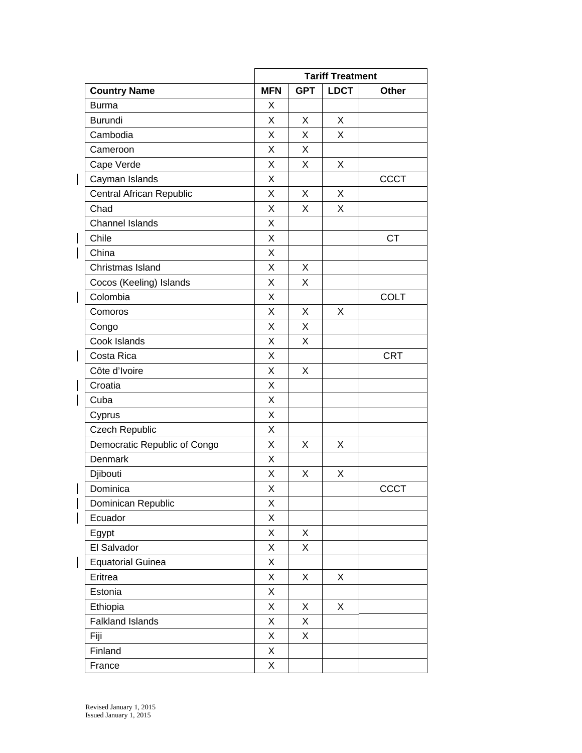| | Tariff Treatment | | | |
|---|---|---|---|---|
| **Country Name** | **MFN** | **GPT** | **LDCT** | **Other** |
| Burma | X | | | |
| Burundi | X | X | X | |
| Cambodia | X | X | X | |
| Cameroon | X | X | | |
| Cape Verde | X | X | X | |
| Cayman Islands | X | | | CCCT |
| Central African Republic | X | X | X | |
| Chad | X | X | X | |
| Channel Islands | X | | | |
| Chile | X | | | CT |
| China | X | | | |
| Christmas Island | X | X | | |
| Cocos (Keeling) Islands | X | X | | |
| Colombia | X | | | COLT |
| Comoros | X | X | X | |
| Congo | X | X | | |
| Cook Islands | X | X | | |
| Costa Rica | X | | | CRT |
| Côte d'Ivoire | X | X | | |
| Croatia | X | | | |
| Cuba | X | | | |
| Cyprus | X | | | |
| Czech Republic | X | | | |
| Democratic Republic of Congo | X | X | X | |
| Denmark | X | | | |
| Djibouti | X | X | X | |
| Dominica | X | | | CCCT |
| Dominican Republic | X | | | |
| Ecuador | X | | | |
| Egypt | X | X | | |
| El Salvador | X | X | | |
| Equatorial Guinea | X | | | |
| Eritrea | X | X | X | |
| Estonia | X | | | |
| Ethiopia | X | X | X | |
| Falkland Islands | X | X | | |
| Fiji | X | X | | |
| Finland | X | | | |
| France | X | | | |

Revised January 1, 2015
Issued January 1, 2015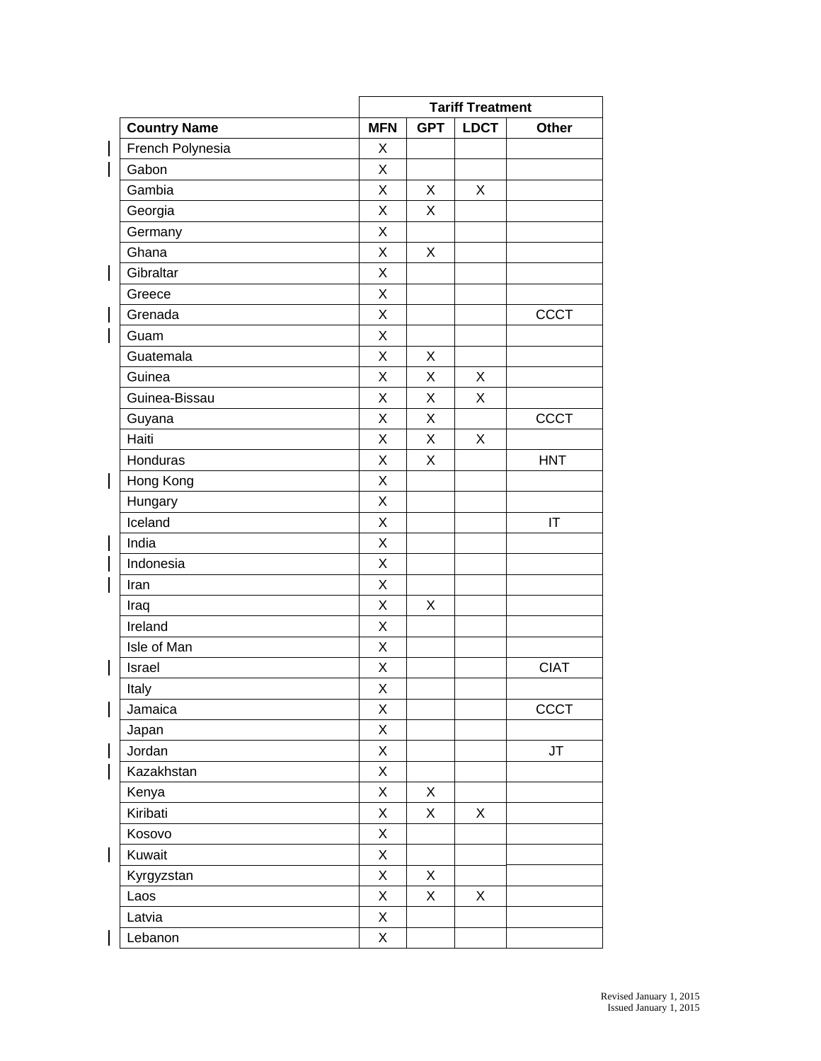| | Tariff Treatment | | | |
|---|---|---|---|---|
| **Country Name** | **MFN** | **GPT** | **LDCT** | **Other** |
| French Polynesia | X | | | |
| Gabon | X | | | |
| Gambia | X | X | X | |
| Georgia | X | X | | |
| Germany | X | | | |
| Ghana | X | X | | |
| Gibraltar | X | | | |
| Greece | X | | | |
| Grenada | X | | | CCCT |
| Guam | X | | | |
| Guatemala | X | X | | |
| Guinea | X | X | X | |
| Guinea-Bissau | X | X | X | |
| Guyana | X | X | | CCCT |
| Haiti | X | X | X | |
| Honduras | X | X | | HNT |
| Hong Kong | X | | | |
| Hungary | X | | | |
| Iceland | X | | | IT |
| India | X | | | |
| Indonesia | X | | | |
| Iran | X | | | |
| Iraq | X | X | | |
| Ireland | X | | | |
| Isle of Man | X | | | |
| Israel | X | | | CIAT |
| Italy | X | | | |
| Jamaica | X | | | CCCT |
| Japan | X | | | |
| Jordan | X | | | JT |
| Kazakhstan | X | | | |
| Kenya | X | X | | |
| Kiribati | X | X | X | |
| Kosovo | X | | | |
| Kuwait | X | | | |
| Kyrgyzstan | X | X | | |
| Laos | X | X | X | |
| Latvia | X | | | |
| Lebanon | X | | | |

Revised January 1, 2015
Issued January 1, 2015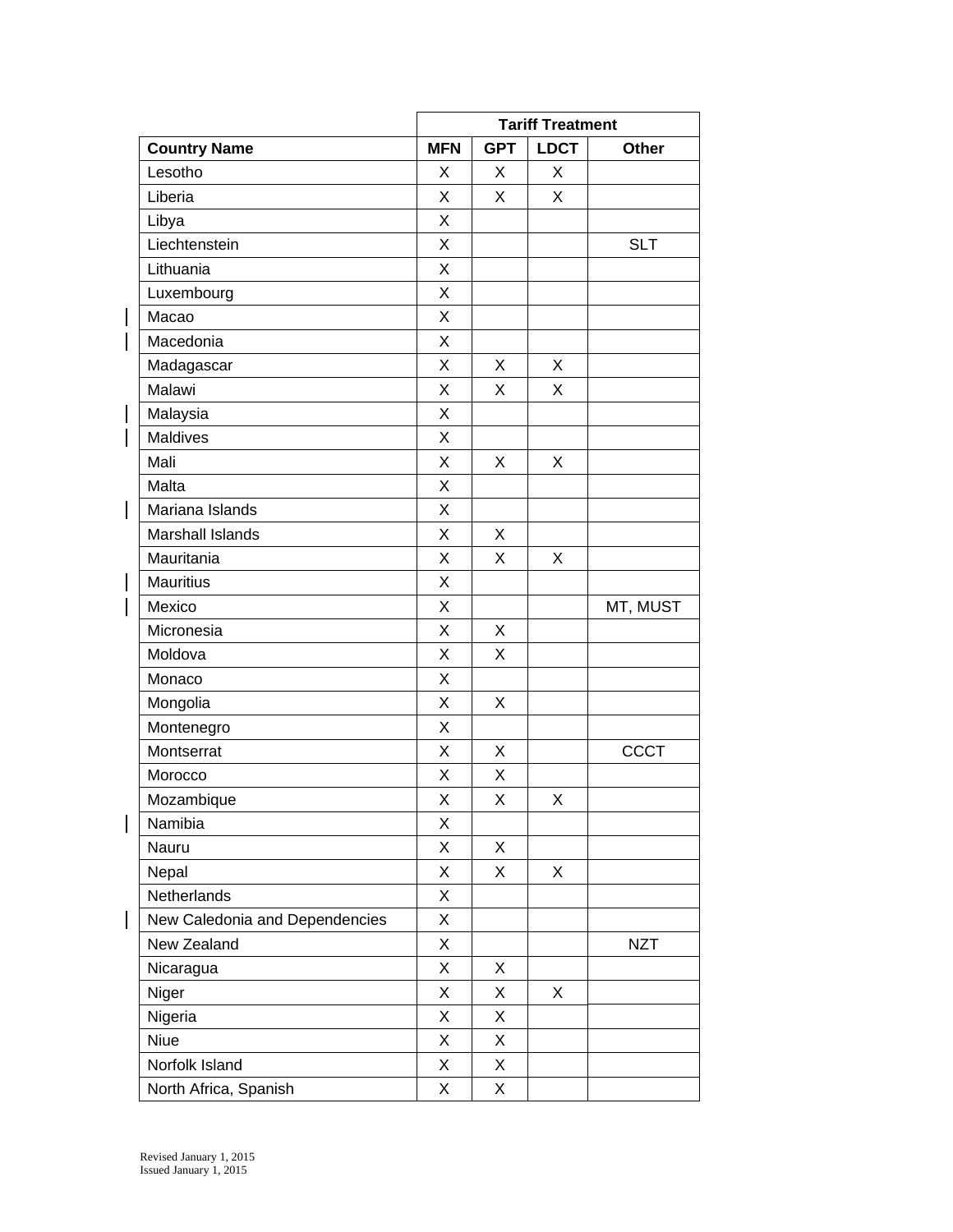| | Tariff Treatment | | | |
|---|---|---|---|---|
| **Country Name** | **MFN** | **GPT** | **LDCT** | **Other** |
| Lesotho | X | X | X | |
| Liberia | X | X | X | |
| Libya | X | | | |
| Liechtenstein | X | | | SLT |
| Lithuania | X | | | |
| Luxembourg | X | | | |
| Macao | X | | | |
| Macedonia | X | | | |
| Madagascar | X | X | X | |
| Malawi | X | X | X | |
| Malaysia | X | | | |
| Maldives | X | | | |
| Mali | X | X | X | |
| Malta | X | | | |
| Mariana Islands | X | | | |
| Marshall Islands | X | X | | |
| Mauritania | X | X | X | |
| Mauritius | X | | | |
| Mexico | X | | | MT, MUST |
| Micronesia | X | X | | |
| Moldova | X | X | | |
| Monaco | X | | | |
| Mongolia | X | X | | |
| Montenegro | X | | | |
| Montserrat | X | X | | CCCT |
| Morocco | X | X | | |
| Mozambique | X | X | X | |
| Namibia | X | | | |
| Nauru | X | X | | |
| Nepal | X | X | X | |
| Netherlands | X | | | |
| New Caledonia and Dependencies | X | | | |
| New Zealand | X | | | NZT |
| Nicaragua | X | X | | |
| Niger | X | X | X | |
| Nigeria | X | X | | |
| Niue | X | X | | |
| Norfolk Island | X | X | | |
| North Africa, Spanish | X | X | | |

Revised January 1, 2015
Issued January 1, 2015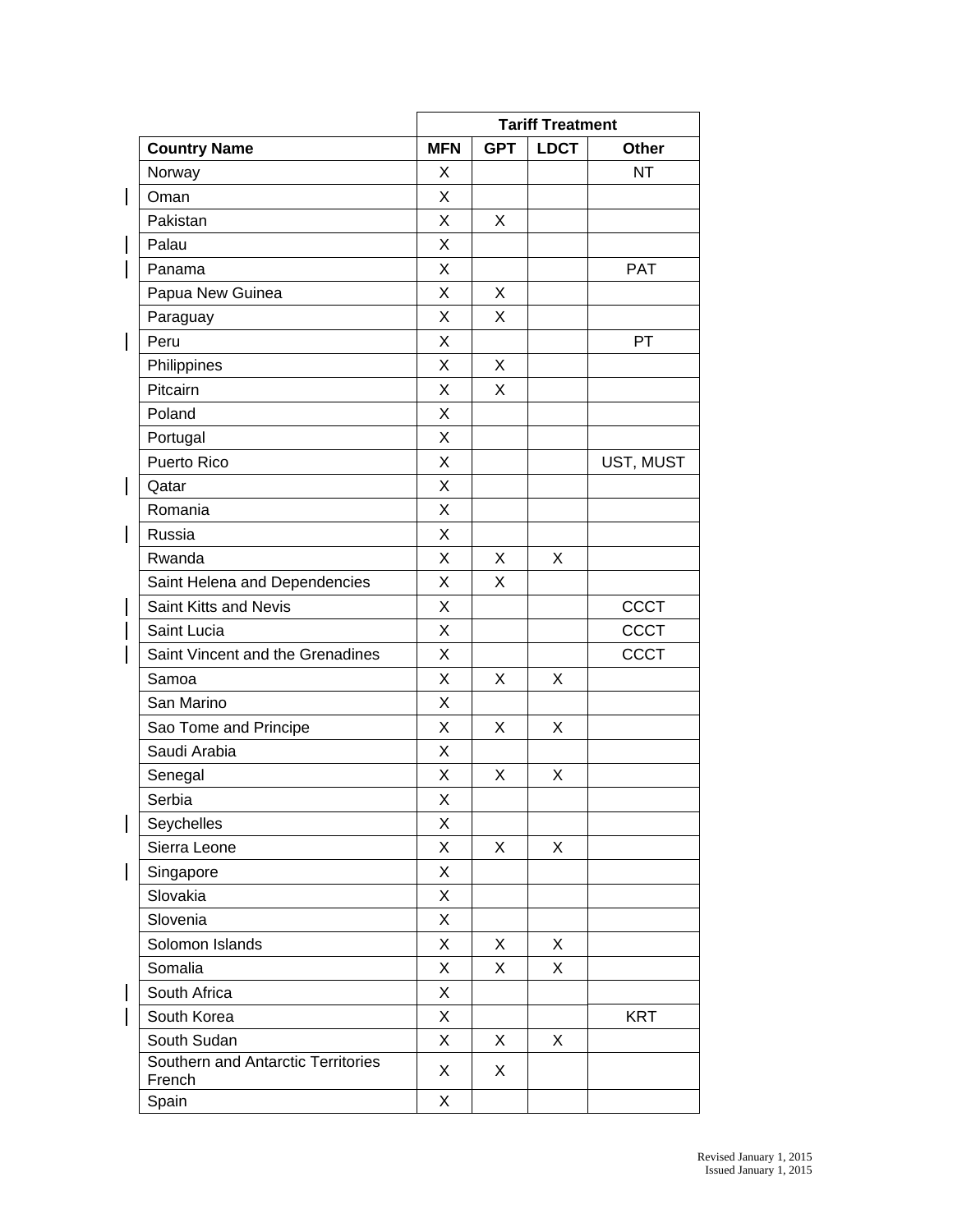| | Tariff Treatment | | | |
|---|---|---|---|---|
| **Country Name** | **MFN** | **GPT** | **LDCT** | **Other** |
| Norway | X | | | NT |
| Oman | X | | | |
| Pakistan | X | X | | |
| Palau | X | | | |
| Panama | X | | | PAT |
| Papua New Guinea | X | X | | |
| Paraguay | X | X | | |
| Peru | X | | | PT |
| Philippines | X | X | | |
| Pitcairn | X | X | | |
| Poland | X | | | |
| Portugal | X | | | |
| Puerto Rico | X | | | UST, MUST |
| Qatar | X | | | |
| Romania | X | | | |
| Russia | X | | | |
| Rwanda | X | X | X | |
| Saint Helena and Dependencies | X | X | | |
| Saint Kitts and Nevis | X | | | CCCT |
| Saint Lucia | X | | | CCCT |
| Saint Vincent and the Grenadines | X | | | CCCT |
| Samoa | X | X | X | |
| San Marino | X | | | |
| Sao Tome and Principe | X | X | X | |
| Saudi Arabia | X | | | |
| Senegal | X | X | X | |
| Serbia | X | | | |
| Seychelles | X | | | |
| Sierra Leone | X | X | X | |
| Singapore | X | | | |
| Slovakia | X | | | |
| Slovenia | X | | | |
| Solomon Islands | X | X | X | |
| Somalia | X | X | X | |
| South Africa | X | | | |
| South Korea | X | | | KRT |
| South Sudan | X | X | X | |
| Southern and Antarctic Territories French | X | X | | |
| Spain | X | | | |

Revised January 1, 2015
Issued January 1, 2015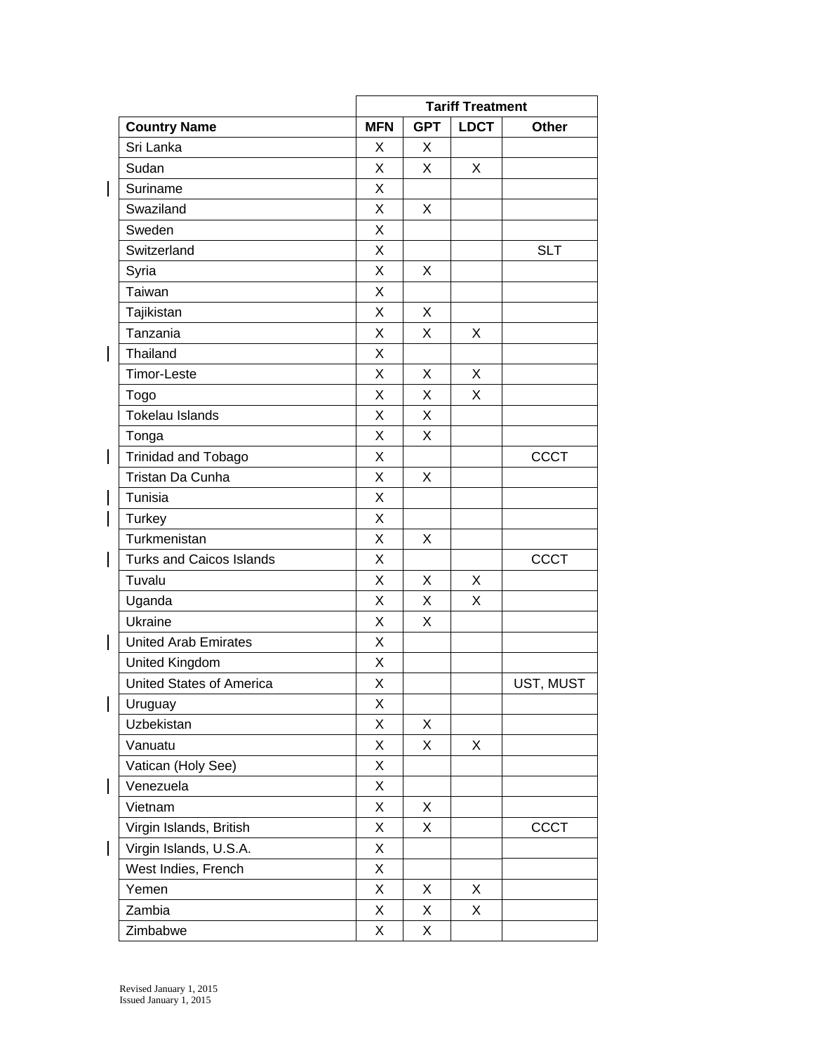| | Tariff Treatment | | | |
|---|---|---|---|---|
| **Country Name** | **MFN** | **GPT** | **LDCT** | **Other** |
| Sri Lanka | X | X | | |
| Sudan | X | X | X | |
| Suriname | X | | | |
| Swaziland | X | X | | |
| Sweden | X | | | |
| Switzerland | X | | | SLT |
| Syria | X | X | | |
| Taiwan | X | | | |
| Tajikistan | X | X | | |
| Tanzania | X | X | X | |
| Thailand | X | | | |
| Timor-Leste | X | X | X | |
| Togo | X | X | X | |
| Tokelau Islands | X | X | | |
| Tonga | X | X | | |
| Trinidad and Tobago | X | | | CCCT |
| Tristan Da Cunha | X | X | | |
| Tunisia | X | | | |
| Turkey | X | | | |
| Turkmenistan | X | X | | |
| Turks and Caicos Islands | X | | | CCCT |
| Tuvalu | X | X | X | |
| Uganda | X | X | X | |
| Ukraine | X | X | | |
| United Arab Emirates | X | | | |
| United Kingdom | X | | | |
| United States of America | X | | | UST, MUST |
| Uruguay | X | | | |
| Uzbekistan | X | X | | |
| Vanuatu | X | X | X | |
| Vatican (Holy See) | X | | | |
| Venezuela | X | | | |
| Vietnam | X | X | | |
| Virgin Islands, British | X | X | | CCCT |
| Virgin Islands, U.S.A. | X | | | |
| West Indies, French | X | | | |
| Yemen | X | X | X | |
| Zambia | X | X | X | |
| Zimbabwe | X | X | | |

Revised January 1, 2015
Issued January 1, 2015